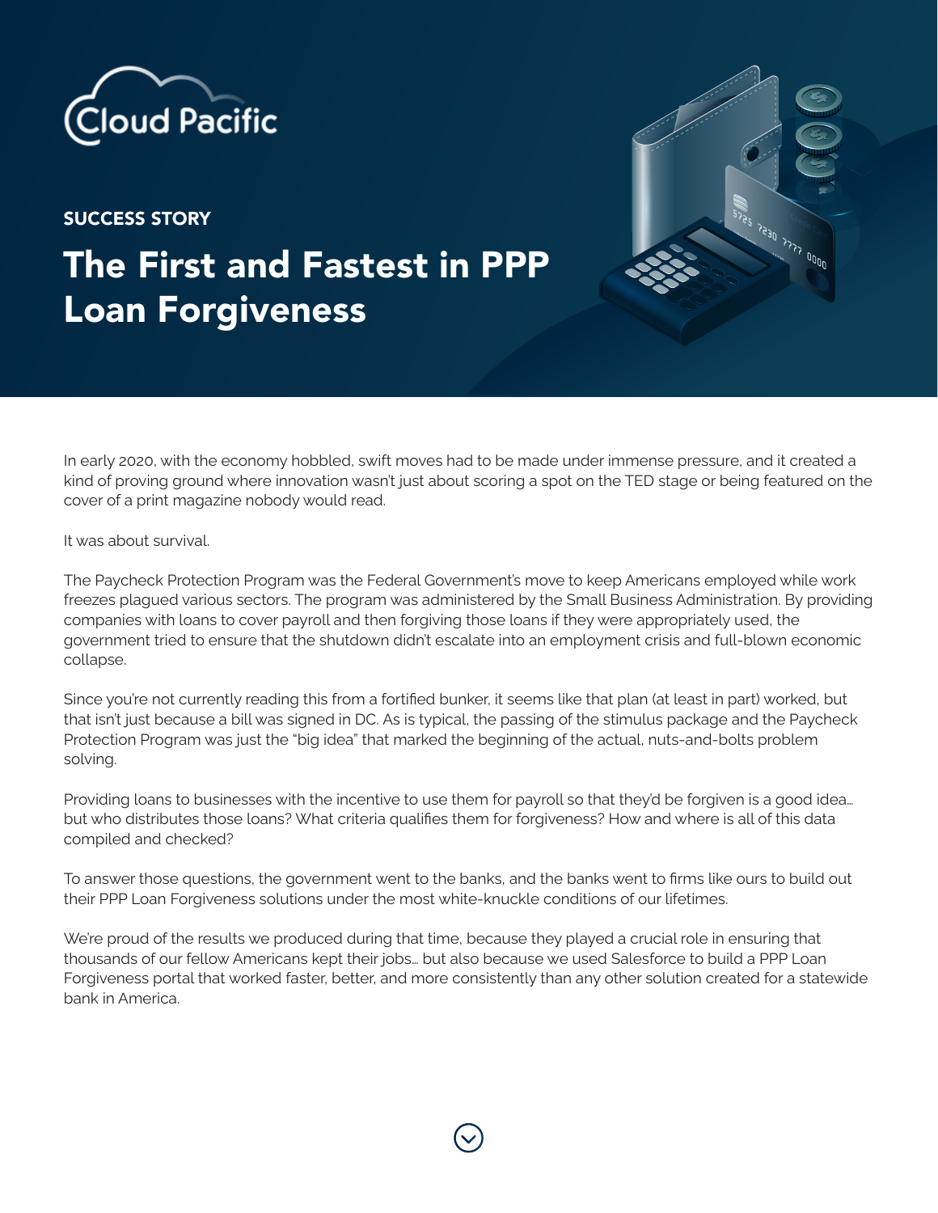Cloud Pacific

SUCCESS STORY

# The First and Fastest in PPP Loan Forgiveness

In early 2020, with the economy hobbled, swift moves had to be made under immense pressure, and it created a kind of proving ground where innovation wasn't just about scoring a spot on the TED stage or being featured on the cover of a print magazine nobody would read.

It was about survival.

The Paycheck Protection Program was the Federal Government's move to keep Americans employed while work freezes plagued various sectors. The program was administered by the Small Business Administration. By providing companies with loans to cover payroll and then forgiving those loans if they were appropriately used, the government tried to ensure that the shutdown didn't escalate into an employment crisis and full-blown economic collapse.

Since you're not currently reading this from a fortified bunker, it seems like that plan (at least in part) worked, but that isn't just because a bill was signed in DC. As is typical, the passing of the stimulus package and the Paycheck Protection Program was just the "big idea" that marked the beginning of the actual, nuts-and-bolts problem solving.

Providing loans to businesses with the incentive to use them for payroll so that they'd be forgiven is a good idea… but who distributes those loans? What criteria qualifies them for forgiveness? How and where is all of this data compiled and checked?

To answer those questions, the government went to the banks, and the banks went to firms like ours to build out their PPP Loan Forgiveness solutions under the most white-knuckle conditions of our lifetimes.

We're proud of the results we produced during that time, because they played a crucial role in ensuring that thousands of our fellow Americans kept their jobs… but also because we used Salesforce to build a PPP Loan Forgiveness portal that worked faster, better, and more consistently than any other solution created for a statewide bank in America.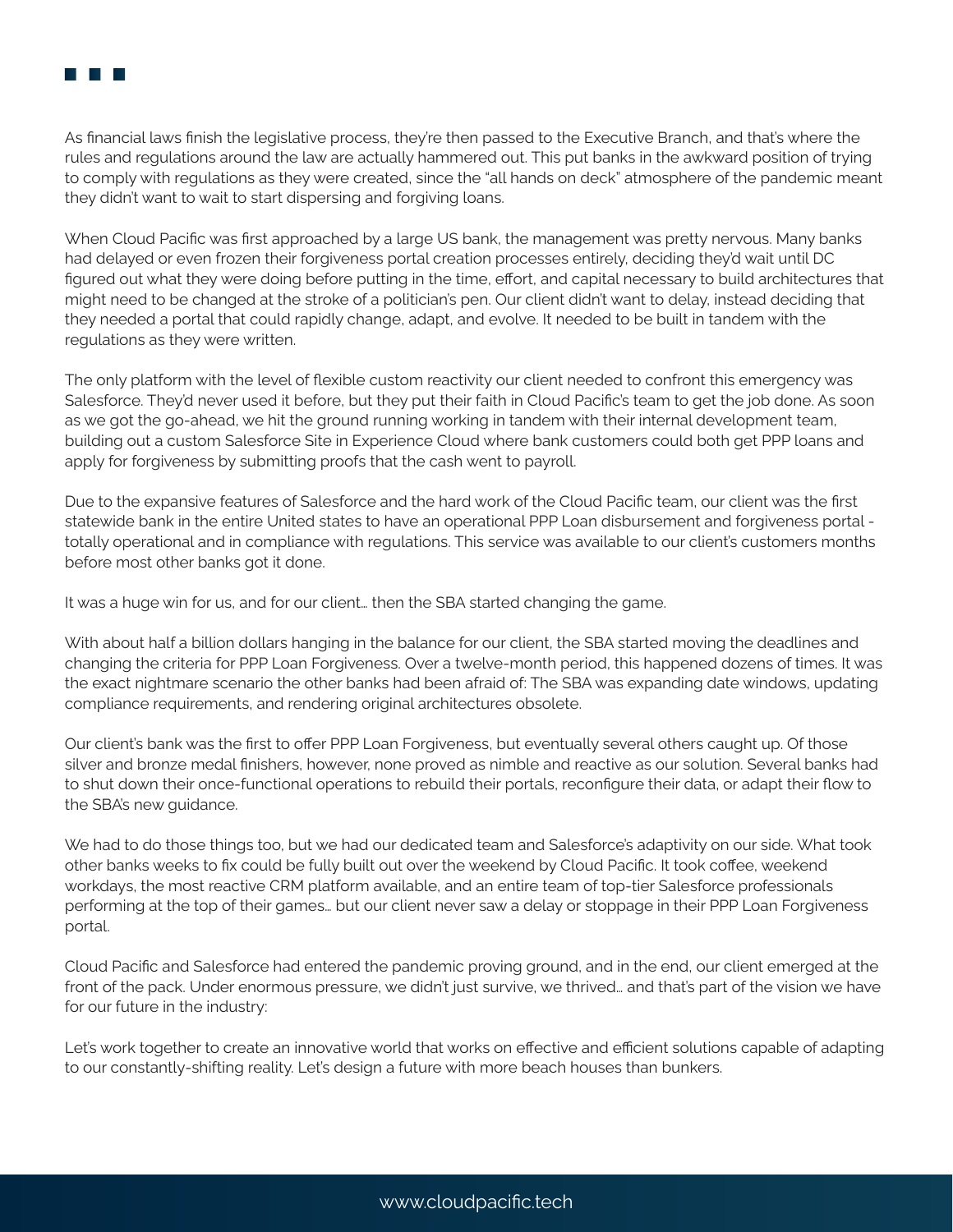As financial laws finish the legislative process, they're then passed to the Executive Branch, and that's where the rules and regulations around the law are actually hammered out. This put banks in the awkward position of trying to comply with regulations as they were created, since the "all hands on deck" atmosphere of the pandemic meant they didn't want to wait to start dispersing and forgiving loans.

When Cloud Pacific was first approached by a large US bank, the management was pretty nervous. Many banks had delayed or even frozen their forgiveness portal creation processes entirely, deciding they'd wait until DC figured out what they were doing before putting in the time, effort, and capital necessary to build architectures that might need to be changed at the stroke of a politician's pen. Our client didn't want to delay, instead deciding that they needed a portal that could rapidly change, adapt, and evolve. It needed to be built in tandem with the regulations as they were written.

The only platform with the level of flexible custom reactivity our client needed to confront this emergency was Salesforce. They'd never used it before, but they put their faith in Cloud Pacific's team to get the job done. As soon as we got the go-ahead, we hit the ground running working in tandem with their internal development team, building out a custom Salesforce Site in Experience Cloud where bank customers could both get PPP loans and apply for forgiveness by submitting proofs that the cash went to payroll.

Due to the expansive features of Salesforce and the hard work of the Cloud Pacific team, our client was the first statewide bank in the entire United states to have an operational PPP Loan disbursement and forgiveness portal - totally operational and in compliance with regulations. This service was available to our client's customers months before most other banks got it done.

It was a huge win for us, and for our client… then the SBA started changing the game.

With about half a billion dollars hanging in the balance for our client, the SBA started moving the deadlines and changing the criteria for PPP Loan Forgiveness. Over a twelve-month period, this happened dozens of times. It was the exact nightmare scenario the other banks had been afraid of: The SBA was expanding date windows, updating compliance requirements, and rendering original architectures obsolete.

Our client's bank was the first to offer PPP Loan Forgiveness, but eventually several others caught up. Of those silver and bronze medal finishers, however, none proved as nimble and reactive as our solution. Several banks had to shut down their once-functional operations to rebuild their portals, reconfigure their data, or adapt their flow to the SBA's new guidance.

We had to do those things too, but we had our dedicated team and Salesforce's adaptivity on our side. What took other banks weeks to fix could be fully built out over the weekend by Cloud Pacific. It took coffee, weekend workdays, the most reactive CRM platform available, and an entire team of top-tier Salesforce professionals performing at the top of their games… but our client never saw a delay or stoppage in their PPP Loan Forgiveness portal.

Cloud Pacific and Salesforce had entered the pandemic proving ground, and in the end, our client emerged at the front of the pack. Under enormous pressure, we didn't just survive, we thrived… and that's part of the vision we have for our future in the industry:

Let's work together to create an innovative world that works on effective and efficient solutions capable of adapting to our constantly-shifting reality. Let's design a future with more beach houses than bunkers.

www.cloudpacific.tech